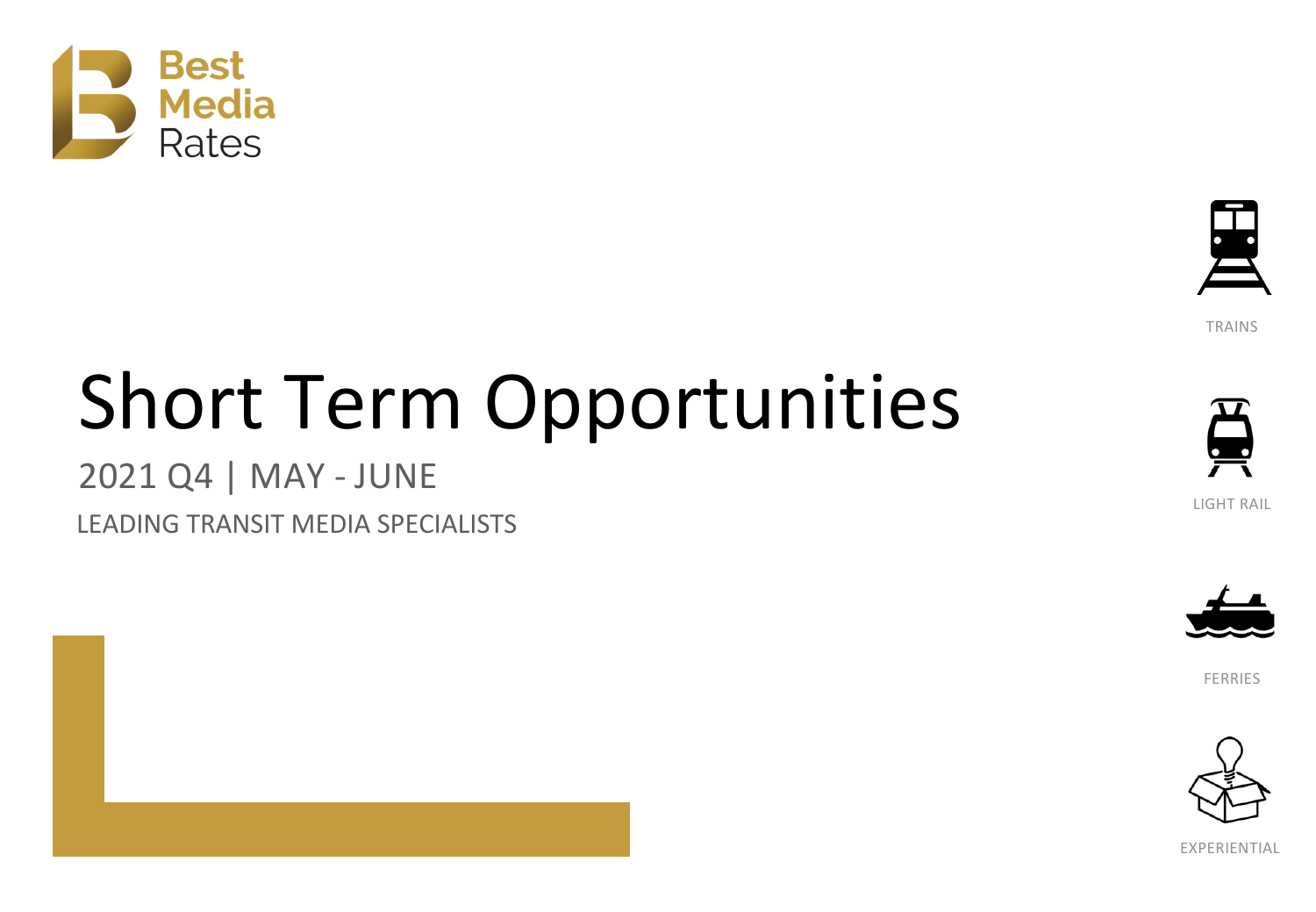Best Media Rates

# Short Term Opportunities

2021 Q4 | MAY - JUNE

LEADING TRANSIT MEDIA SPECIALISTS

TRAINS

LIGHT RAIL

FERRIES

EXPERIENTIAL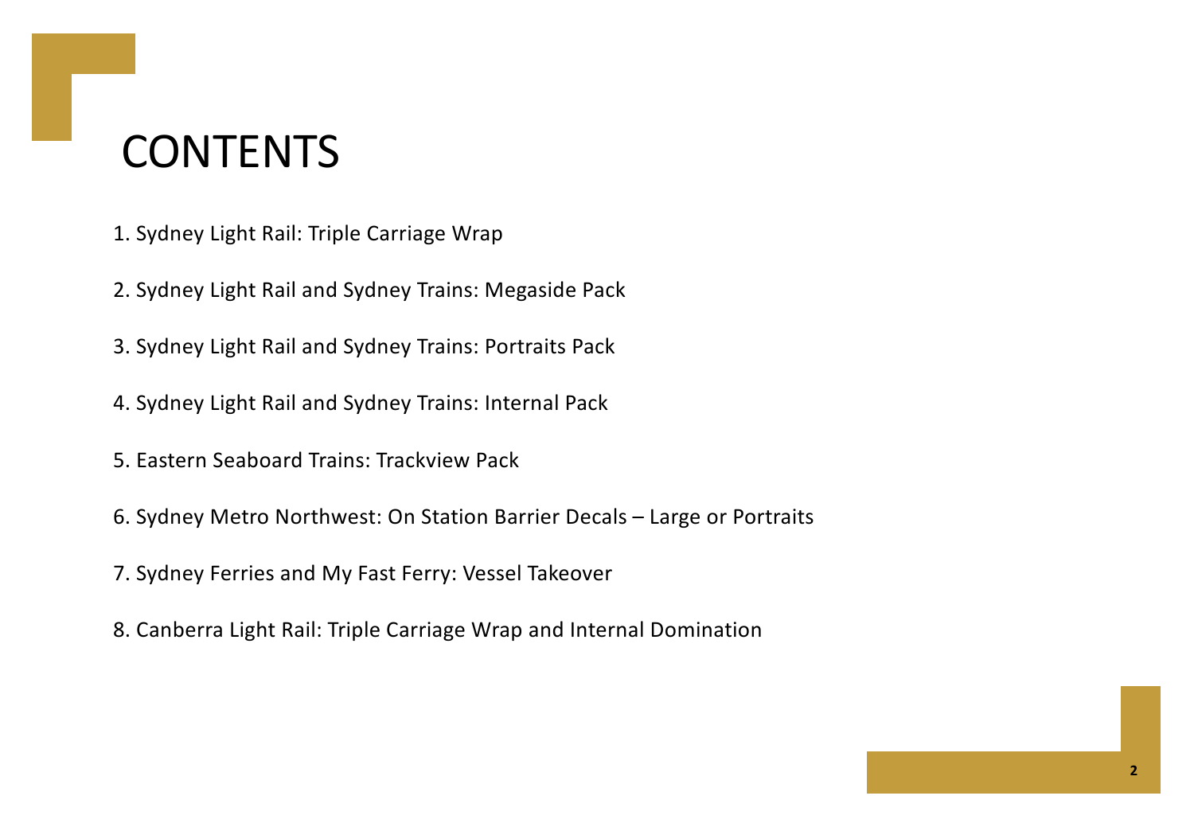# CONTENTS

1. Sydney Light Rail: Triple Carriage Wrap
2. Sydney Light Rail and Sydney Trains: Megaside Pack
3. Sydney Light Rail and Sydney Trains: Portraits Pack
4. Sydney Light Rail and Sydney Trains: Internal Pack
5. Eastern Seaboard Trains: Trackview Pack
6. Sydney Metro Northwest: On Station Barrier Decals – Large or Portraits
7. Sydney Ferries and My Fast Ferry: Vessel Takeover
8. Canberra Light Rail: Triple Carriage Wrap and Internal Domination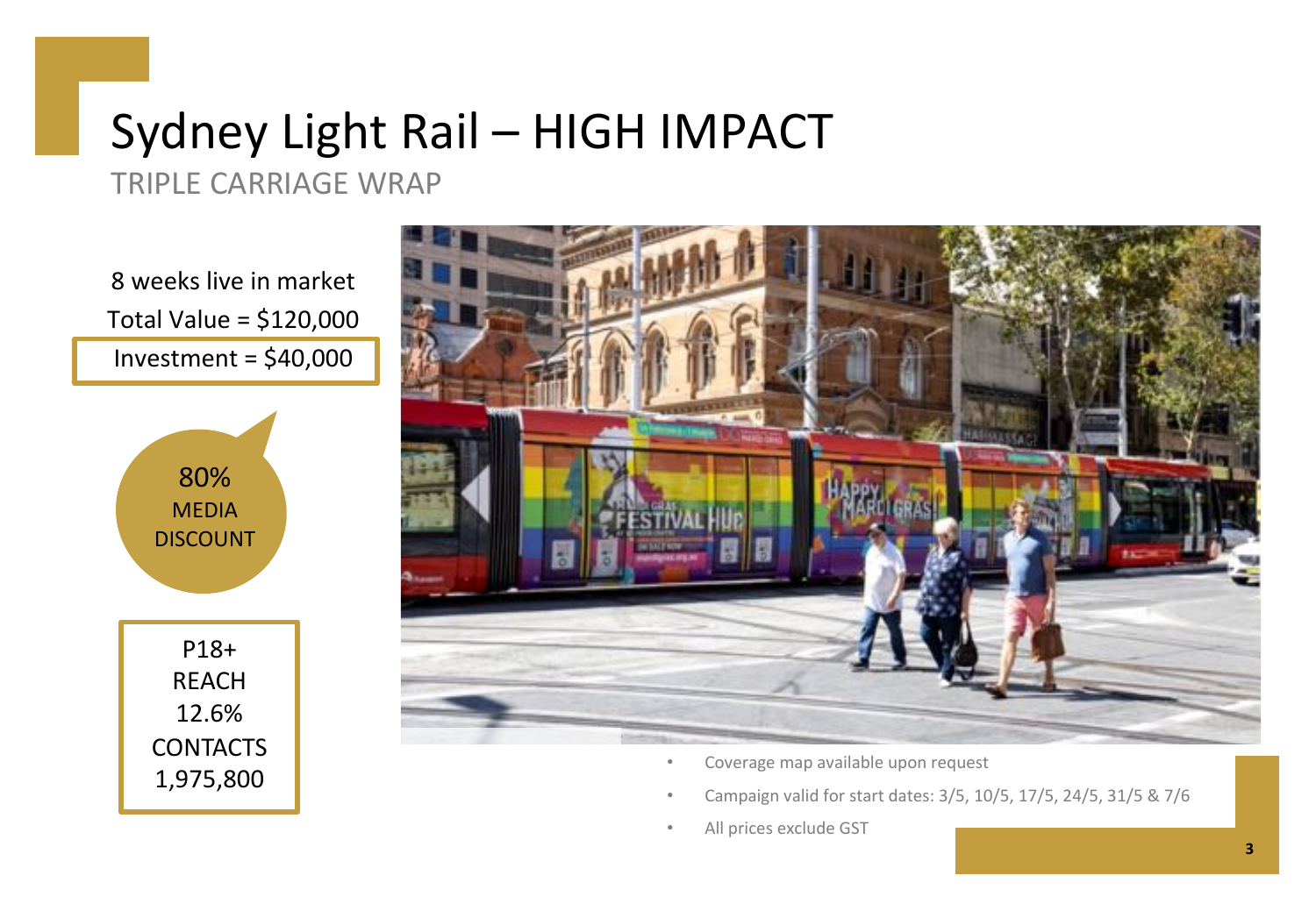# Sydney Light Rail – HIGH IMPACT

## TRIPLE CARRIAGE WRAP

8 weeks live in market

Total Value = $120,000

Investment = $40,000

80% MEDIA DISCOUNT

P18+ REACH 12.6%

CONTACTS 1,975,800

- Coverage map available upon request
- Campaign valid for start dates: 3/5, 10/5, 17/5, 24/5, 31/5 & 7/6
- All prices exclude GST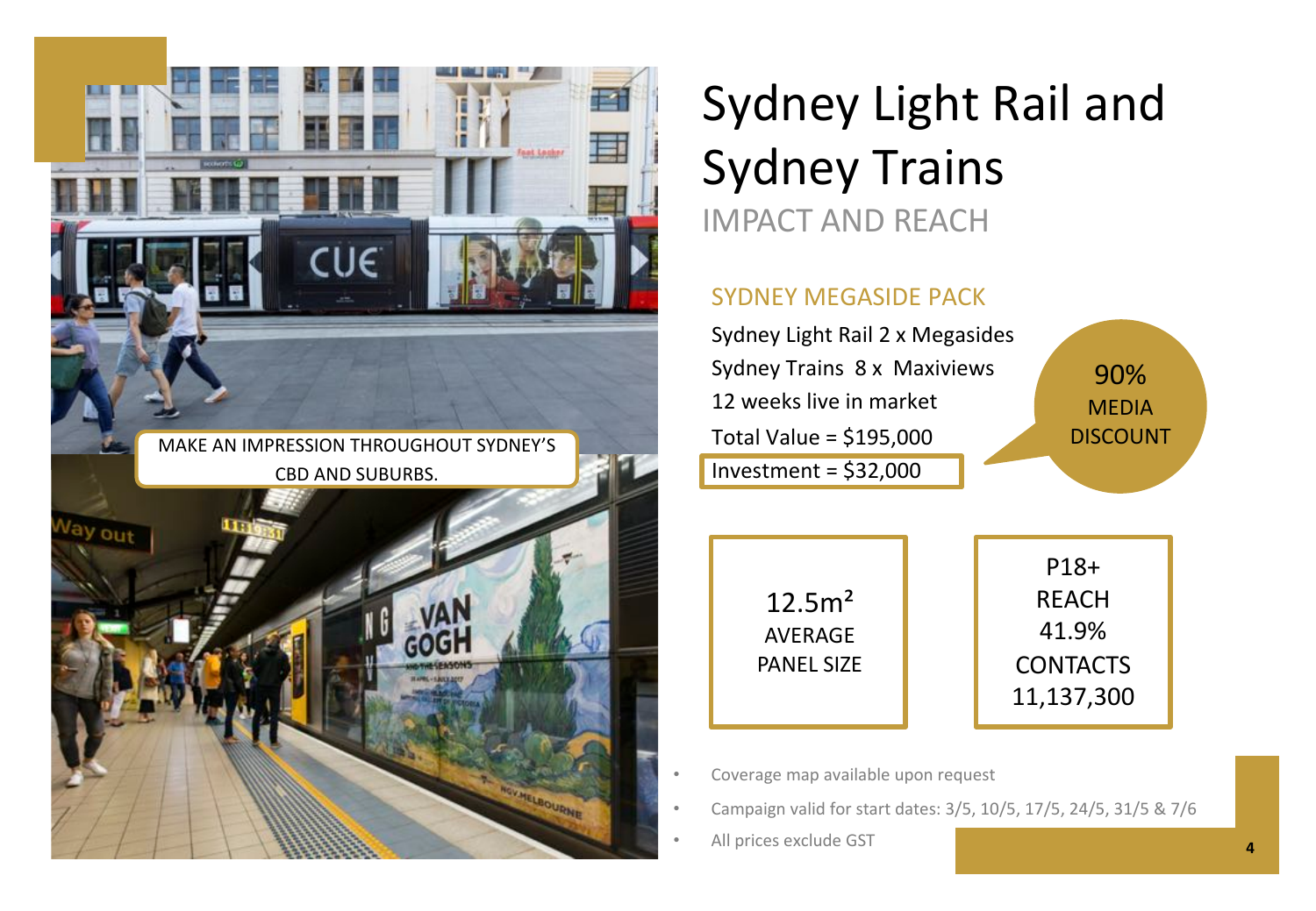# Sydney Light Rail and Sydney Trains

## IMPACT AND REACH

MAKE AN IMPRESSION THROUGHOUT SYDNEY'S CBD AND SUBURBS.

### SYDNEY MEGASIDE PACK

Sydney Light Rail 2 x Megasides

Sydney Trains 8 x Maxiviews

12 weeks live in market

Total Value = $195,000

Investment = $32,000

90% MEDIA DISCOUNT

12.5m² AVERAGE PANEL SIZE

P18+ REACH 41.9%

CONTACTS 11,137,300

- Coverage map available upon request
- Campaign valid for start dates: 3/5, 10/5, 17/5, 24/5, 31/5 & 7/6
- All prices exclude GST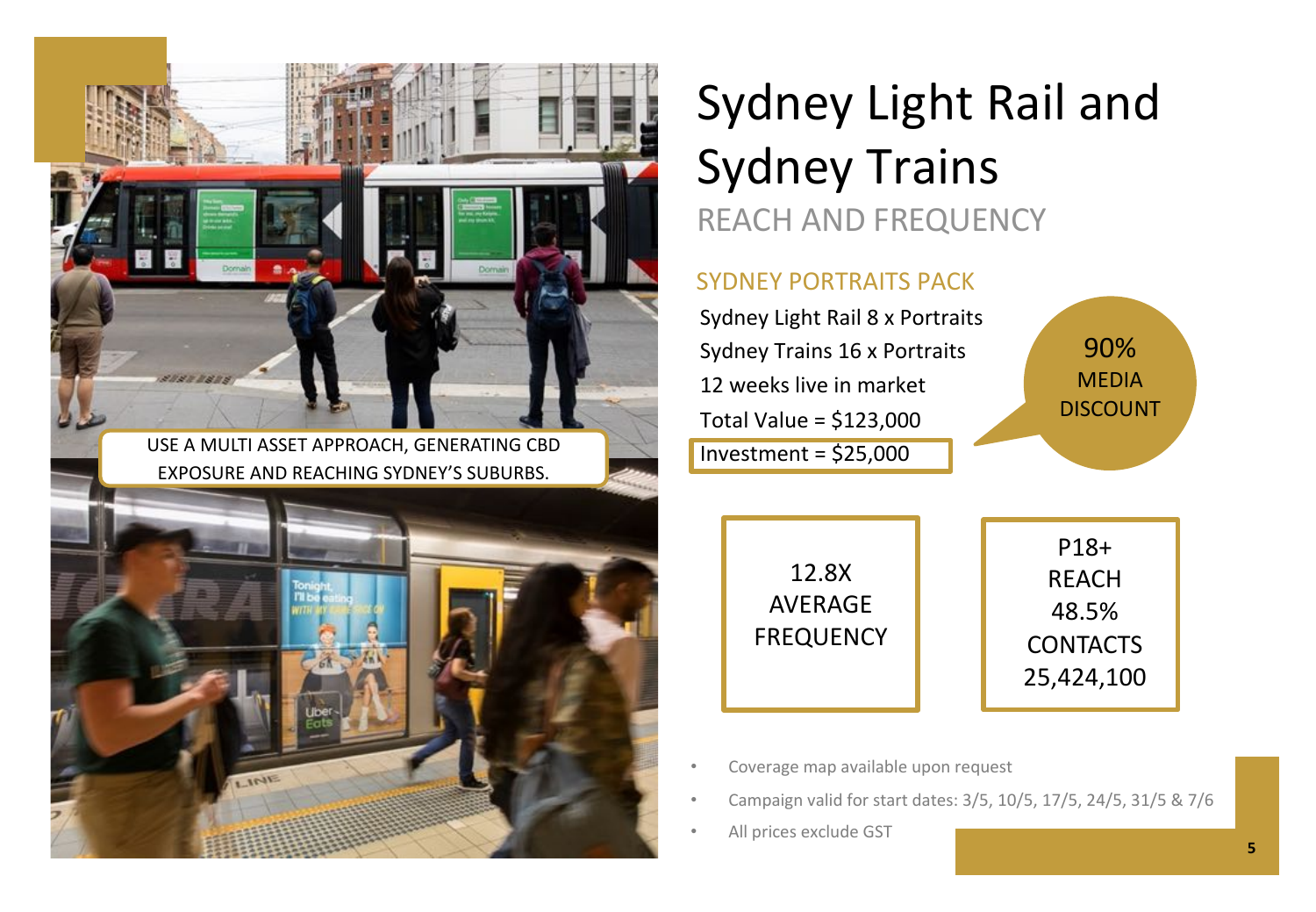# Sydney Light Rail and Sydney Trains

## REACH AND FREQUENCY

USE A MULTI ASSET APPROACH, GENERATING CBD EXPOSURE AND REACHING SYDNEY'S SUBURBS.

### SYDNEY PORTRAITS PACK

Sydney Light Rail 8 x Portraits

Sydney Trains 16 x Portraits

12 weeks live in market

Total Value = $123,000

Investment = $25,000

90% MEDIA DISCOUNT

12.8X AVERAGE FREQUENCY

P18+ REACH 48.5%

CONTACTS 25,424,100

- Coverage map available upon request
- Campaign valid for start dates: 3/5, 10/5, 17/5, 24/5, 31/5 & 7/6
- All prices exclude GST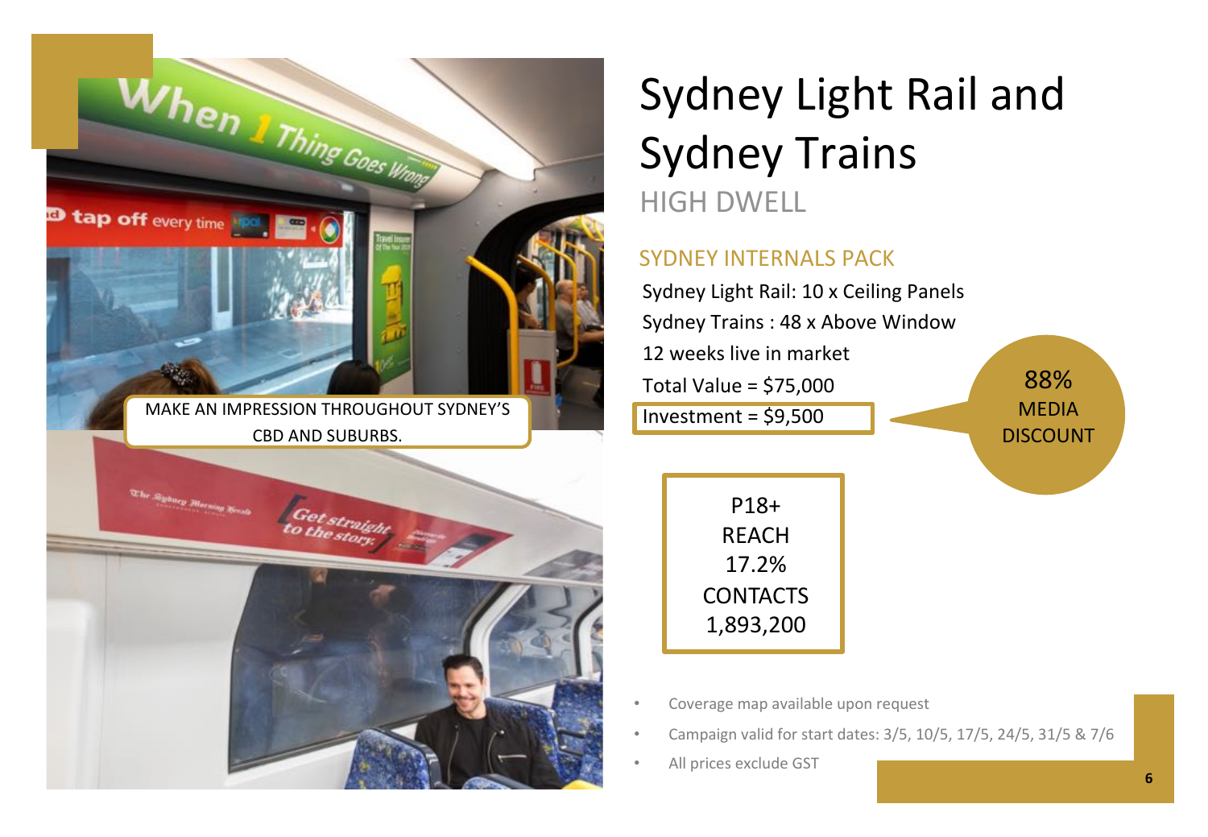# Sydney Light Rail and Sydney Trains

HIGH DWELL

MAKE AN IMPRESSION THROUGHOUT SYDNEY'S CBD AND SUBURBS.

## SYDNEY INTERNALS PACK

Sydney Light Rail: 10 x Ceiling Panels

Sydney Trains : 48 x Above Window

12 weeks live in market

Total Value = $75,000

Investment = $9,500

88% MEDIA DISCOUNT

P18+
REACH
17.2%
CONTACTS
1,893,200

- Coverage map available upon request
- Campaign valid for start dates: 3/5, 10/5, 17/5, 24/5, 31/5 & 7/6
- All prices exclude GST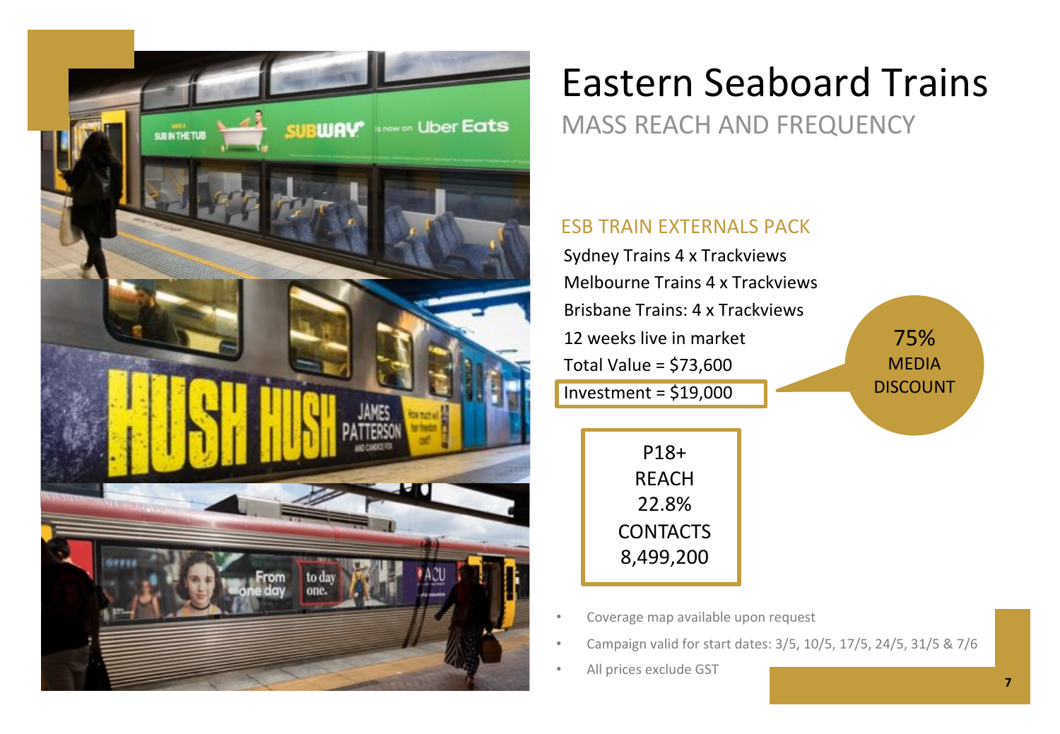# Eastern Seaboard Trains

## MASS REACH AND FREQUENCY

### ESB TRAIN EXTERNALS PACK

Sydney Trains 4 x Trackviews

Melbourne Trains 4 x Trackviews

Brisbane Trains: 4 x Trackviews

12 weeks live in market

Total Value = $73,600

Investment = $19,000

75% MEDIA DISCOUNT

P18+ REACH 22.8%

CONTACTS 8,499,200

- Coverage map available upon request
- Campaign valid for start dates: 3/5, 10/5, 17/5, 24/5, 31/5 & 7/6
- All prices exclude GST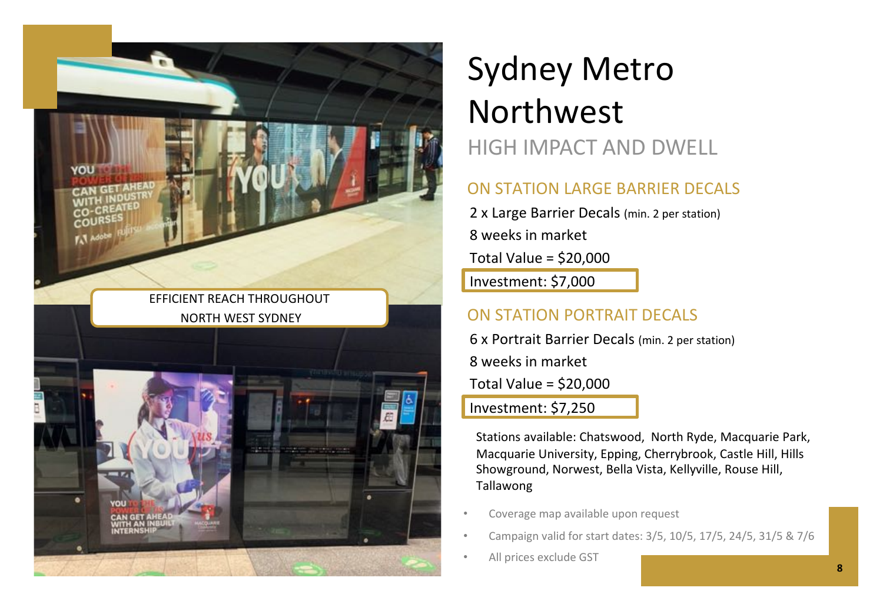EFFICIENT REACH THROUGHOUT NORTH WEST SYDNEY

# Sydney Metro Northwest

## HIGH IMPACT AND DWELL

### ON STATION LARGE BARRIER DECALS

2 x Large Barrier Decals (min. 2 per station)

8 weeks in market

Total Value = $20,000

**Investment: $7,000**

### ON STATION PORTRAIT DECALS

6 x Portrait Barrier Decals (min. 2 per station)

8 weeks in market

Total Value = $20,000

**Investment: $7,250**

Stations available: Chatswood, North Ryde, Macquarie Park, Macquarie University, Epping, Cherrybrook, Castle Hill, Hills Showground, Norwest, Bella Vista, Kellyville, Rouse Hill, Tallawong

- Coverage map available upon request
- Campaign valid for start dates: 3/5, 10/5, 17/5, 24/5, 31/5 & 7/6
- All prices exclude GST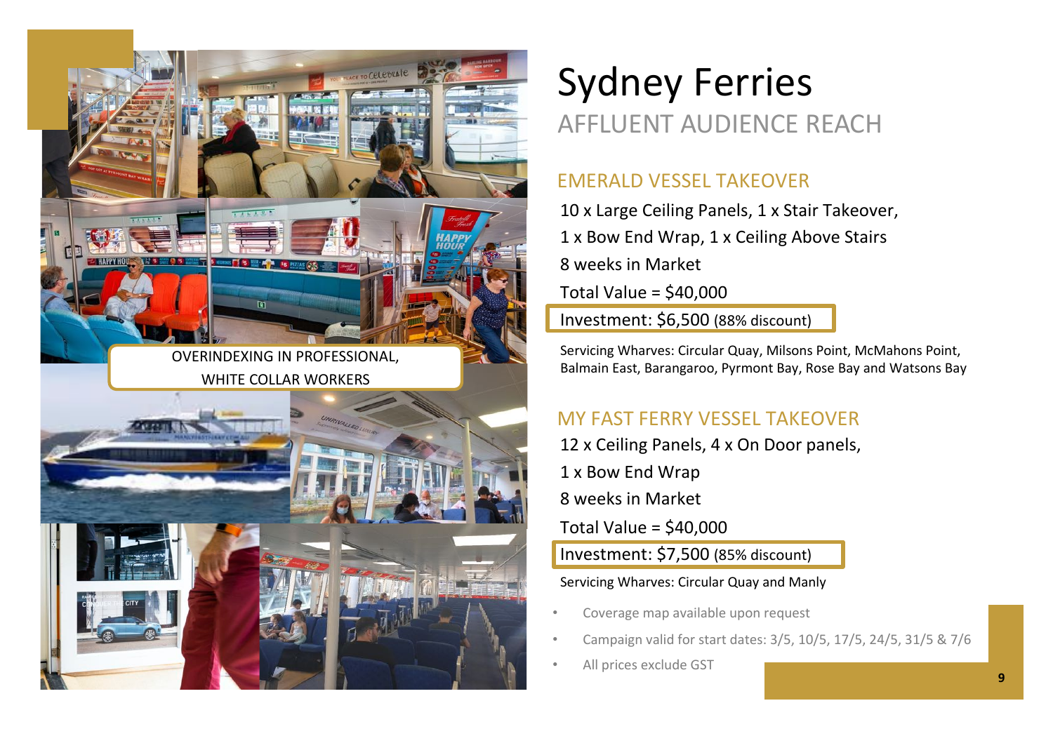# Sydney Ferries

## AFFLUENT AUDIENCE REACH

OVERINDEXING IN PROFESSIONAL, WHITE COLLAR WORKERS

### EMERALD VESSEL TAKEOVER

10 x Large Ceiling Panels, 1 x Stair Takeover,
1 x Bow End Wrap, 1 x Ceiling Above Stairs
8 weeks in Market
Total Value = $40,000
Investment: $6,500 (88% discount)

Servicing Wharves: Circular Quay, Milsons Point, McMahons Point, Balmain East, Barangaroo, Pyrmont Bay, Rose Bay and Watsons Bay

### MY FAST FERRY VESSEL TAKEOVER

12 x Ceiling Panels, 4 x On Door panels,
1 x Bow End Wrap
8 weeks in Market
Total Value = $40,000
Investment: $7,500 (85% discount)

Servicing Wharves: Circular Quay and Manly

- Coverage map available upon request
- Campaign valid for start dates: 3/5, 10/5, 17/5, 24/5, 31/5 & 7/6
- All prices exclude GST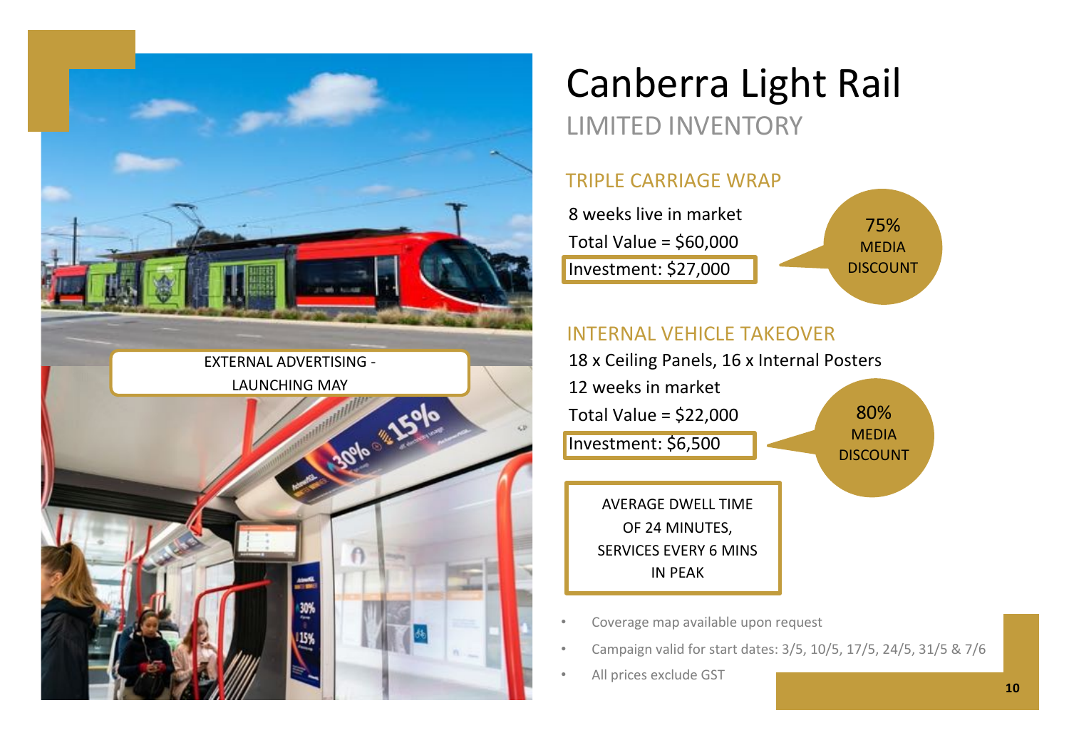# Canberra Light Rail

## LIMITED INVENTORY

EXTERNAL ADVERTISING - LAUNCHING MAY

### TRIPLE CARRIAGE WRAP

8 weeks live in market

Total Value = $60,000

Investment: $27,000

75% MEDIA DISCOUNT

### INTERNAL VEHICLE TAKEOVER

18 x Ceiling Panels, 16 x Internal Posters

12 weeks in market

Total Value = $22,000

Investment: $6,500

80% MEDIA DISCOUNT

AVERAGE DWELL TIME OF 24 MINUTES, SERVICES EVERY 6 MINS IN PEAK

- Coverage map available upon request
- Campaign valid for start dates: 3/5, 10/5, 17/5, 24/5, 31/5 & 7/6
- All prices exclude GST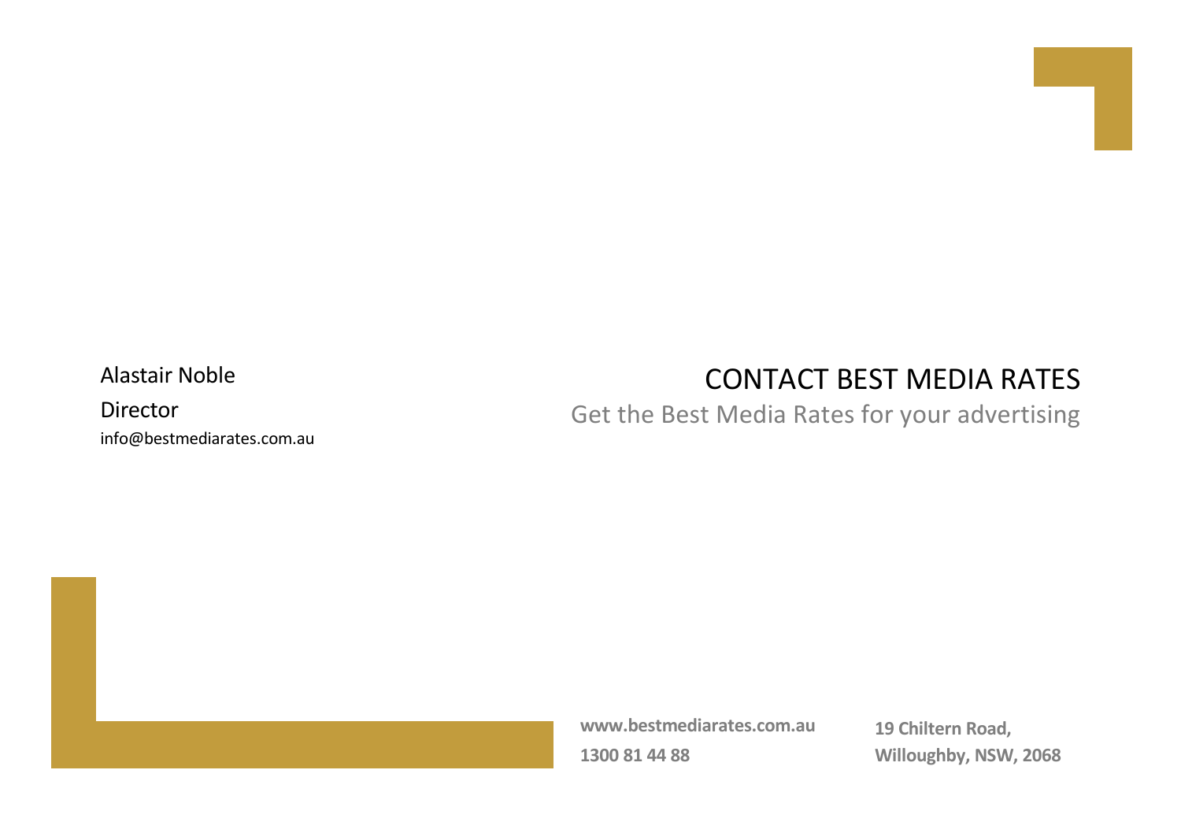Alastair Noble

Director

info@bestmediarates.com.au

# CONTACT BEST MEDIA RATES

Get the Best Media Rates for your advertising

**www.bestmediarates.com.au**

**1300 81 44 88**

**19 Chiltern Road,**

**Willoughby, NSW, 2068**